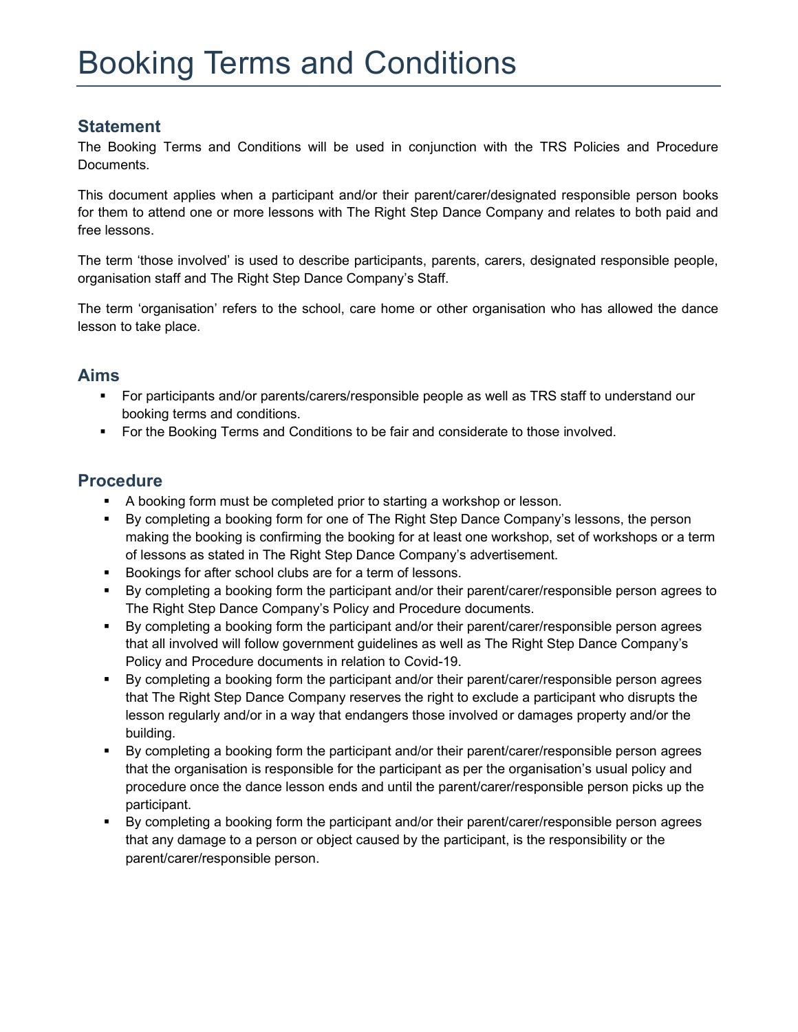# Booking Terms and Conditions

## Statement

The Booking Terms and Conditions will be used in conjunction with the TRS Policies and Procedure Documents.

This document applies when a participant and/or their parent/carer/designated responsible person books for them to attend one or more lessons with The Right Step Dance Company and relates to both paid and free lessons.

The term 'those involved' is used to describe participants, parents, carers, designated responsible people, organisation staff and The Right Step Dance Company's Staff.

The term 'organisation' refers to the school, care home or other organisation who has allowed the dance lesson to take place.

## Aims

- For participants and/or parents/carers/responsible people as well as TRS staff to understand our booking terms and conditions.
- For the Booking Terms and Conditions to be fair and considerate to those involved.

## Procedure

- A booking form must be completed prior to starting a workshop or lesson.
- By completing a booking form for one of The Right Step Dance Company's lessons, the person making the booking is confirming the booking for at least one workshop, set of workshops or a term of lessons as stated in The Right Step Dance Company's advertisement.
- Bookings for after school clubs are for a term of lessons.
- By completing a booking form the participant and/or their parent/carer/responsible person agrees to The Right Step Dance Company's Policy and Procedure documents.
- By completing a booking form the participant and/or their parent/carer/responsible person agrees that all involved will follow government guidelines as well as The Right Step Dance Company's Policy and Procedure documents in relation to Covid-19.
- By completing a booking form the participant and/or their parent/carer/responsible person agrees that The Right Step Dance Company reserves the right to exclude a participant who disrupts the lesson regularly and/or in a way that endangers those involved or damages property and/or the building.
- By completing a booking form the participant and/or their parent/carer/responsible person agrees that the organisation is responsible for the participant as per the organisation's usual policy and procedure once the dance lesson ends and until the parent/carer/responsible person picks up the participant.
- By completing a booking form the participant and/or their parent/carer/responsible person agrees that any damage to a person or object caused by the participant, is the responsibility or the parent/carer/responsible person.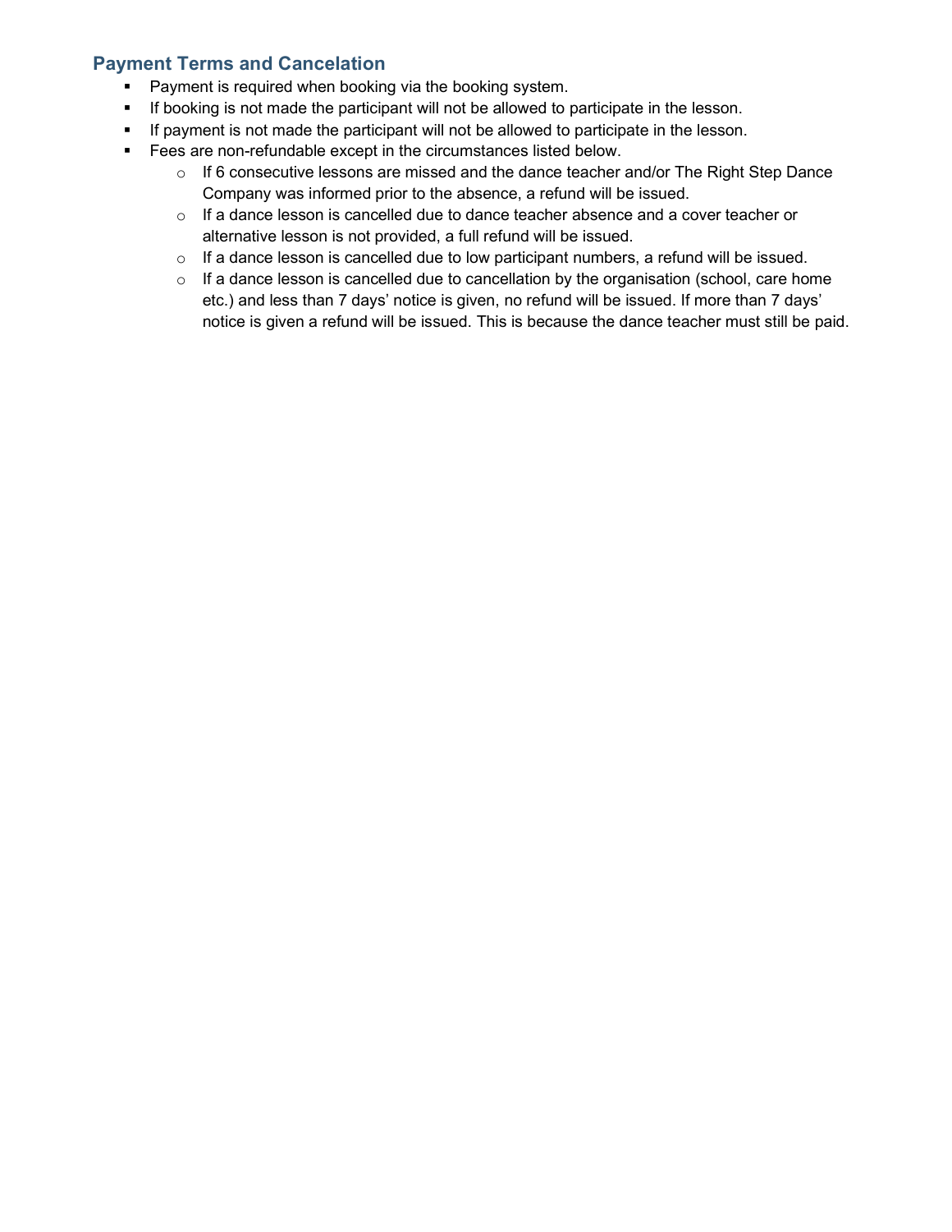## Payment Terms and Cancelation

- Payment is required when booking via the booking system.
- If booking is not made the participant will not be allowed to participate in the lesson.
- If payment is not made the participant will not be allowed to participate in the lesson.
- Fees are non-refundable except in the circumstances listed below.
  - If 6 consecutive lessons are missed and the dance teacher and/or The Right Step Dance Company was informed prior to the absence, a refund will be issued.
  - If a dance lesson is cancelled due to dance teacher absence and a cover teacher or alternative lesson is not provided, a full refund will be issued.
  - If a dance lesson is cancelled due to low participant numbers, a refund will be issued.
  - If a dance lesson is cancelled due to cancellation by the organisation (school, care home etc.) and less than 7 days' notice is given, no refund will be issued. If more than 7 days' notice is given a refund will be issued. This is because the dance teacher must still be paid.